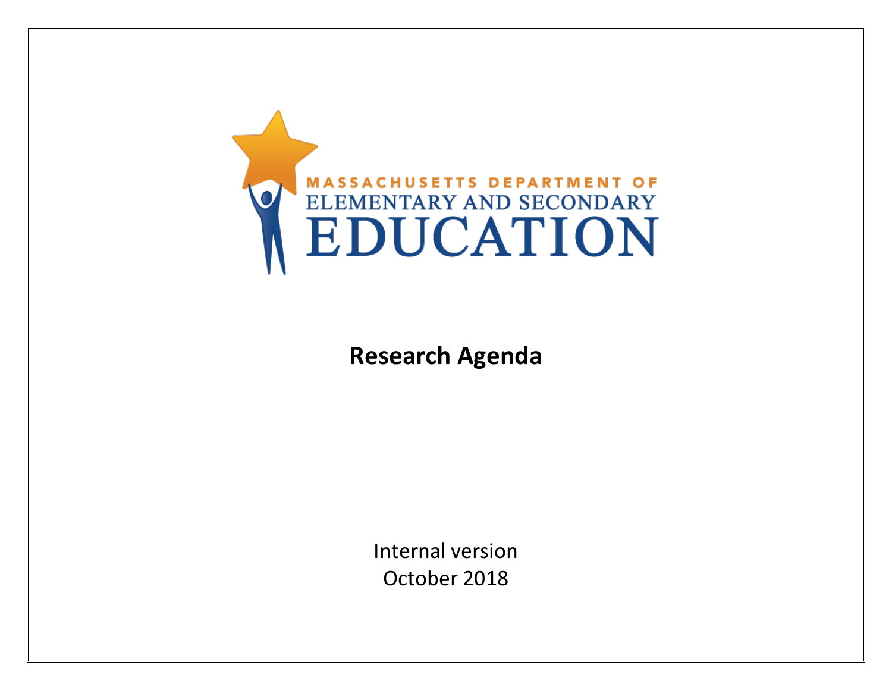MASSACHUSETTS DEPARTMENT OF
ELEMENTARY AND SECONDARY
EDUCATION

# Research Agenda

Internal version
October 2018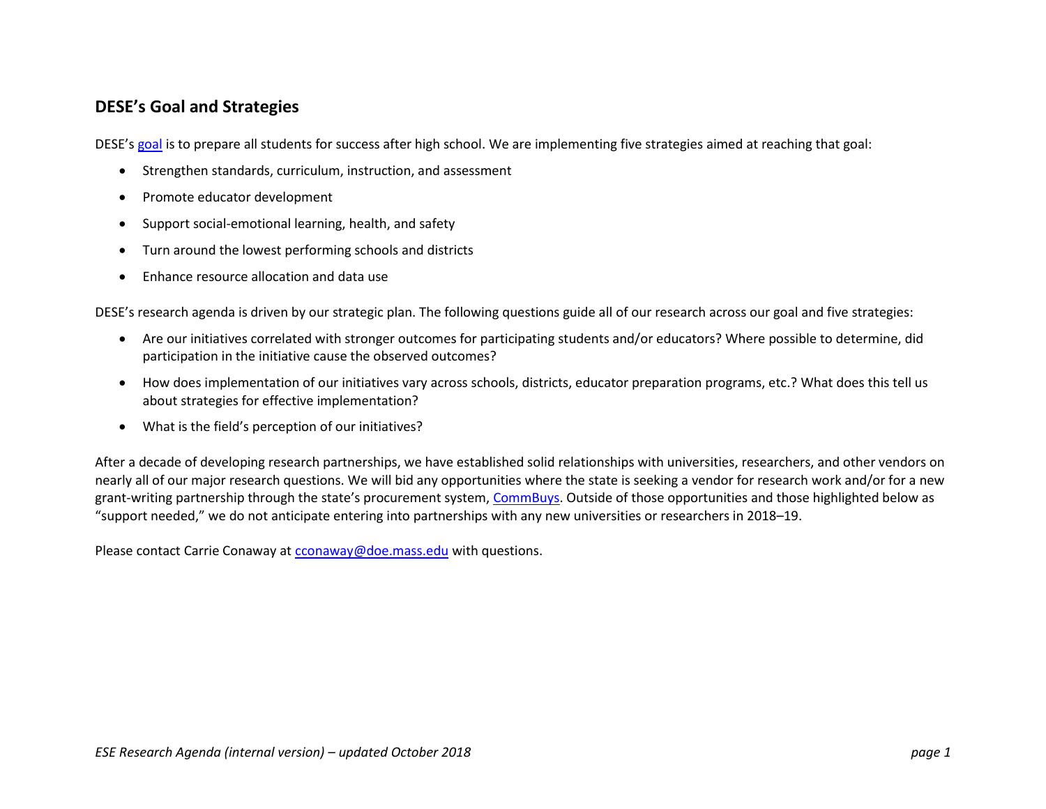## DESE's Goal and Strategies

DESE's goal is to prepare all students for success after high school. We are implementing five strategies aimed at reaching that goal:

- Strengthen standards, curriculum, instruction, and assessment
- Promote educator development
- Support social-emotional learning, health, and safety
- Turn around the lowest performing schools and districts
- Enhance resource allocation and data use

DESE's research agenda is driven by our strategic plan. The following questions guide all of our research across our goal and five strategies:

- Are our initiatives correlated with stronger outcomes for participating students and/or educators? Where possible to determine, did participation in the initiative cause the observed outcomes?
- How does implementation of our initiatives vary across schools, districts, educator preparation programs, etc.? What does this tell us about strategies for effective implementation?
- What is the field's perception of our initiatives?

After a decade of developing research partnerships, we have established solid relationships with universities, researchers, and other vendors on nearly all of our major research questions. We will bid any opportunities where the state is seeking a vendor for research work and/or for a new grant-writing partnership through the state's procurement system, CommBuys. Outside of those opportunities and those highlighted below as "support needed," we do not anticipate entering into partnerships with any new universities or researchers in 2018–19.

Please contact Carrie Conaway at cconaway@doe.mass.edu with questions.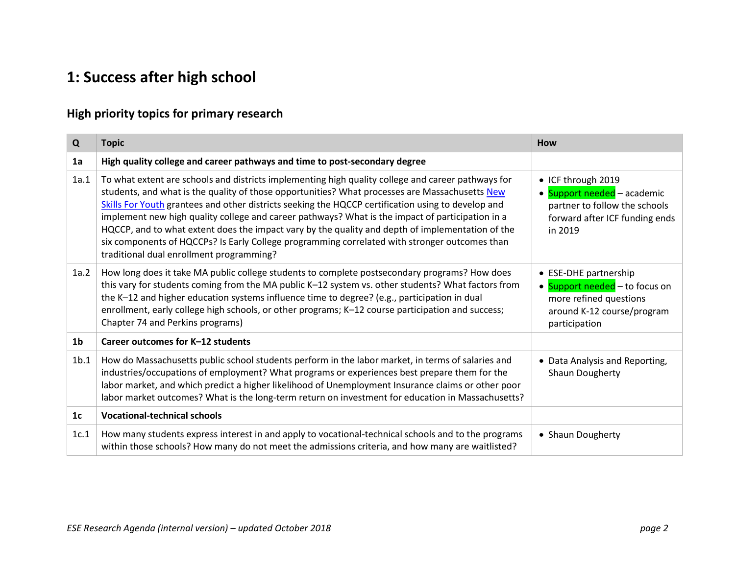# 1: Success after high school

## High priority topics for primary research

| Q | Topic | How |
|---|---|---|
| **1a** | **High quality college and career pathways and time to post-secondary degree** | |
| 1a.1 | To what extent are schools and districts implementing high quality college and career pathways for students, and what is the quality of those opportunities? What processes are Massachusetts [New Skills For Youth](#) grantees and other districts seeking the HQCCP certification using to develop and implement new high quality college and career pathways? What is the impact of participation in a HQCCP, and to what extent does the impact vary by the quality and depth of implementation of the six components of HQCCPs? Is Early College programming correlated with stronger outcomes than traditional dual enrollment programming? | • ICF through 2019<br>• Support needed – academic partner to follow the schools forward after ICF funding ends in 2019 |
| 1a.2 | How long does it take MA public college students to complete postsecondary programs? How does this vary for students coming from the MA public K–12 system vs. other students? What factors from the K–12 and higher education systems influence time to degree? (e.g., participation in dual enrollment, early college high schools, or other programs; K–12 course participation and success; Chapter 74 and Perkins programs) | • ESE-DHE partnership<br>• Support needed – to focus on more refined questions around K-12 course/program participation |
| **1b** | **Career outcomes for K–12 students** | |
| 1b.1 | How do Massachusetts public school students perform in the labor market, in terms of salaries and industries/occupations of employment? What programs or experiences best prepare them for the labor market, and which predict a higher likelihood of Unemployment Insurance claims or other poor labor market outcomes? What is the long-term return on investment for education in Massachusetts? | • Data Analysis and Reporting, Shaun Dougherty |
| **1c** | **Vocational-technical schools** | |
| 1c.1 | How many students express interest in and apply to vocational-technical schools and to the programs within those schools? How many do not meet the admissions criteria, and how many are waitlisted? | • Shaun Dougherty |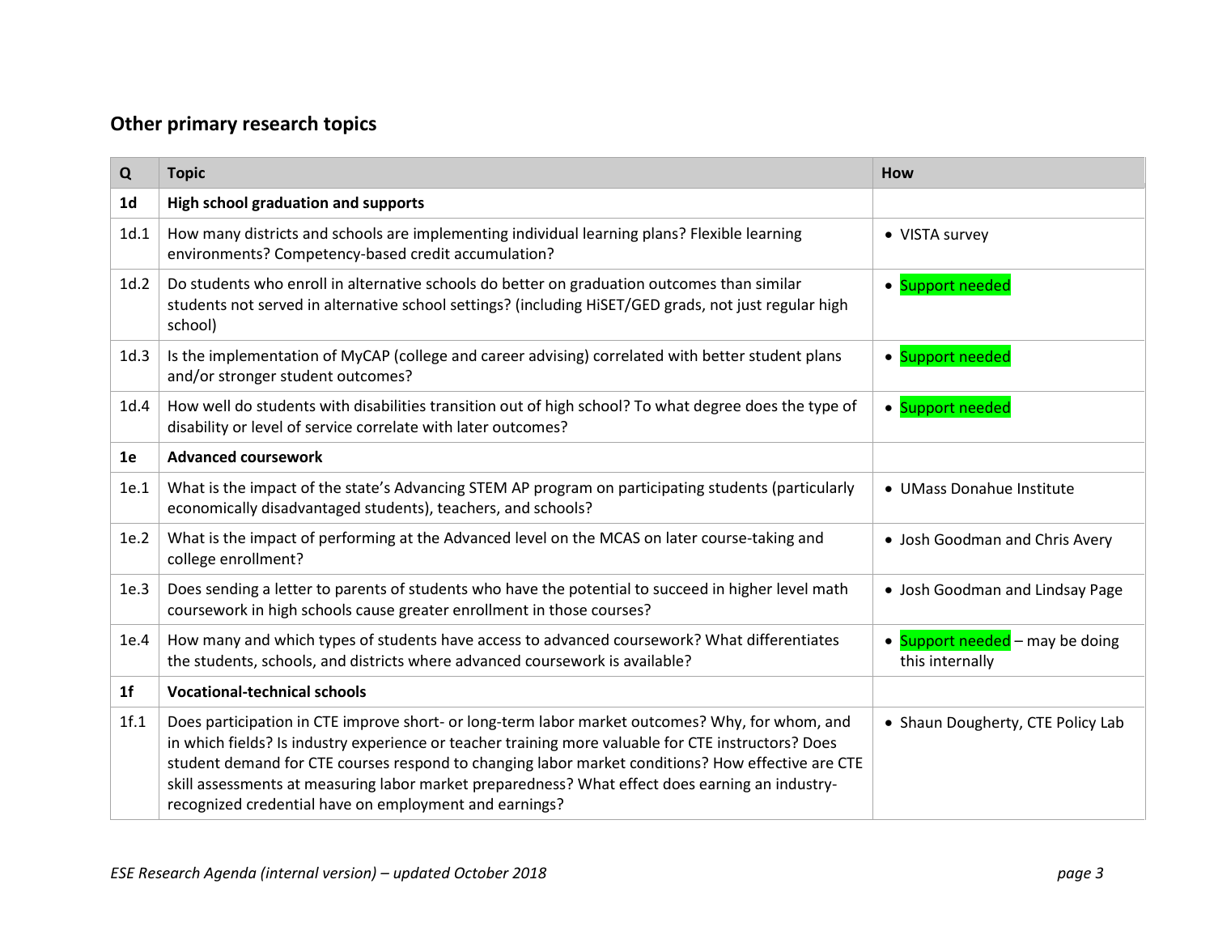## Other primary research topics

| Q | Topic | How |
|---|---|---|
| **1d** | **High school graduation and supports** | |
| 1d.1 | How many districts and schools are implementing individual learning plans? Flexible learning environments? Competency-based credit accumulation? | • VISTA survey |
| 1d.2 | Do students who enroll in alternative schools do better on graduation outcomes than similar students not served in alternative school settings? (including HiSET/GED grads, not just regular high school) | • Support needed |
| 1d.3 | Is the implementation of MyCAP (college and career advising) correlated with better student plans and/or stronger student outcomes? | • Support needed |
| 1d.4 | How well do students with disabilities transition out of high school? To what degree does the type of disability or level of service correlate with later outcomes? | • Support needed |
| **1e** | **Advanced coursework** | |
| 1e.1 | What is the impact of the state's Advancing STEM AP program on participating students (particularly economically disadvantaged students), teachers, and schools? | • UMass Donahue Institute |
| 1e.2 | What is the impact of performing at the Advanced level on the MCAS on later course-taking and college enrollment? | • Josh Goodman and Chris Avery |
| 1e.3 | Does sending a letter to parents of students who have the potential to succeed in higher level math coursework in high schools cause greater enrollment in those courses? | • Josh Goodman and Lindsay Page |
| 1e.4 | How many and which types of students have access to advanced coursework? What differentiates the students, schools, and districts where advanced coursework is available? | • Support needed – may be doing this internally |
| **1f** | **Vocational-technical schools** | |
| 1f.1 | Does participation in CTE improve short- or long-term labor market outcomes? Why, for whom, and in which fields? Is industry experience or teacher training more valuable for CTE instructors? Does student demand for CTE courses respond to changing labor market conditions? How effective are CTE skill assessments at measuring labor market preparedness? What effect does earning an industry-recognized credential have on employment and earnings? | • Shaun Dougherty, CTE Policy Lab |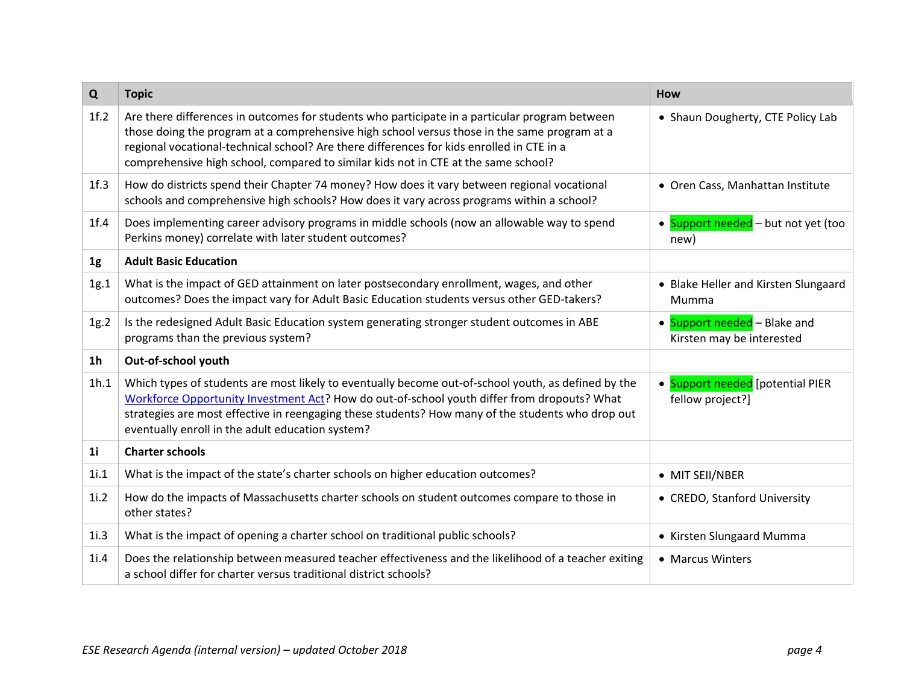| Q | Topic | How |
|---|---|---|
| 1f.2 | Are there differences in outcomes for students who participate in a particular program between those doing the program at a comprehensive high school versus those in the same program at a regional vocational-technical school? Are there differences for kids enrolled in CTE in a comprehensive high school, compared to similar kids not in CTE at the same school? | • Shaun Dougherty, CTE Policy Lab |
| 1f.3 | How do districts spend their Chapter 74 money? How does it vary between regional vocational schools and comprehensive high schools? How does it vary across programs within a school? | • Oren Cass, Manhattan Institute |
| 1f.4 | Does implementing career advisory programs in middle schools (now an allowable way to spend Perkins money) correlate with later student outcomes? | • Support needed – but not yet (too new) |
| **1g** | **Adult Basic Education** | |
| 1g.1 | What is the impact of GED attainment on later postsecondary enrollment, wages, and other outcomes? Does the impact vary for Adult Basic Education students versus other GED-takers? | • Blake Heller and Kirsten Slungaard Mumma |
| 1g.2 | Is the redesigned Adult Basic Education system generating stronger student outcomes in ABE programs than the previous system? | • Support needed – Blake and Kirsten may be interested |
| **1h** | **Out-of-school youth** | |
| 1h.1 | Which types of students are most likely to eventually become out-of-school youth, as defined by the Workforce Opportunity Investment Act? How do out-of-school youth differ from dropouts? What strategies are most effective in reengaging these students? How many of the students who drop out eventually enroll in the adult education system? | • Support needed [potential PIER fellow project?] |
| **1i** | **Charter schools** | |
| 1i.1 | What is the impact of the state's charter schools on higher education outcomes? | • MIT SEII/NBER |
| 1i.2 | How do the impacts of Massachusetts charter schools on student outcomes compare to those in other states? | • CREDO, Stanford University |
| 1i.3 | What is the impact of opening a charter school on traditional public schools? | • Kirsten Slungaard Mumma |
| 1i.4 | Does the relationship between measured teacher effectiveness and the likelihood of a teacher exiting a school differ for charter versus traditional district schools? | • Marcus Winters |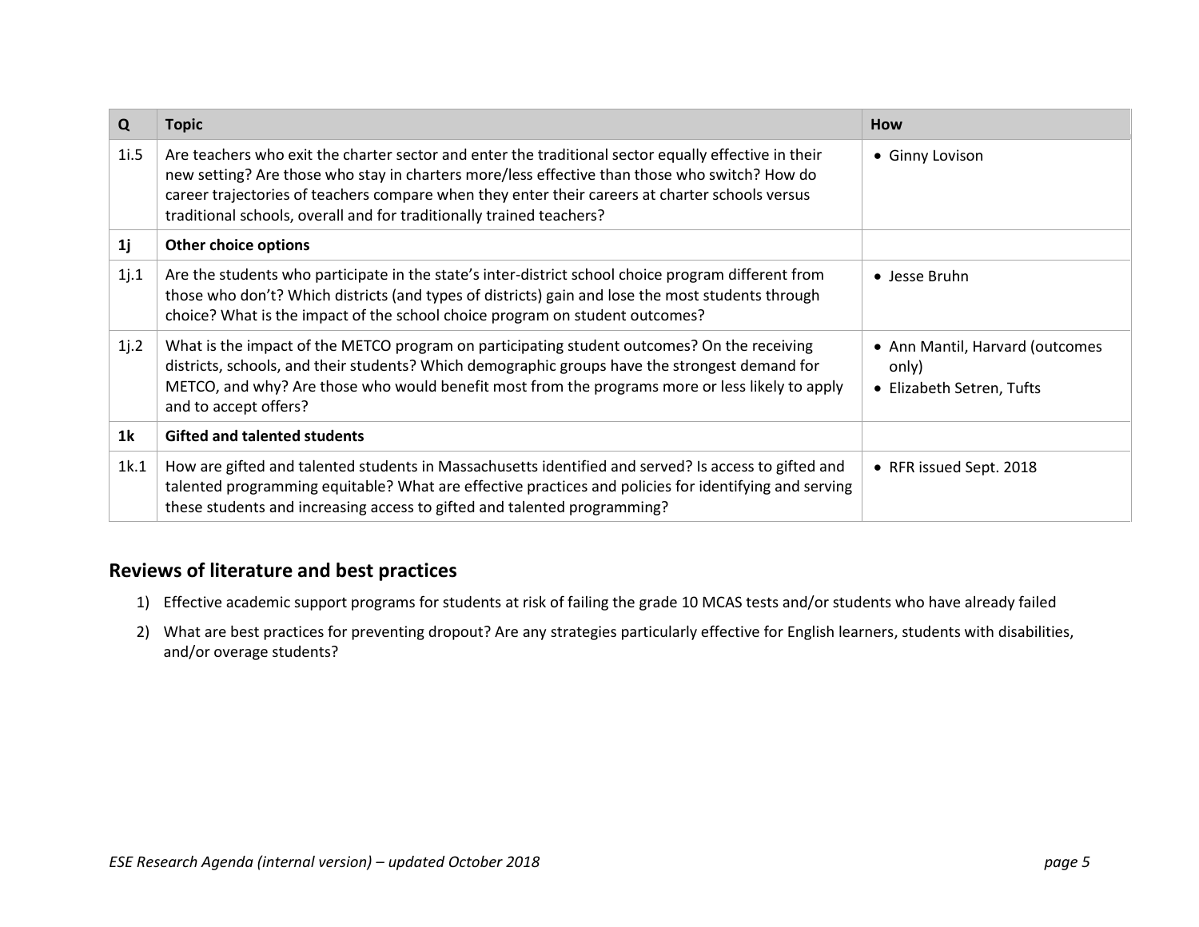| Q | Topic | How |
|---|---|---|
| 1i.5 | Are teachers who exit the charter sector and enter the traditional sector equally effective in their new setting? Are those who stay in charters more/less effective than those who switch? How do career trajectories of teachers compare when they enter their careers at charter schools versus traditional schools, overall and for traditionally trained teachers? | • Ginny Lovison |
| **1j** | **Other choice options** | |
| 1j.1 | Are the students who participate in the state's inter-district school choice program different from those who don't? Which districts (and types of districts) gain and lose the most students through choice? What is the impact of the school choice program on student outcomes? | • Jesse Bruhn |
| 1j.2 | What is the impact of the METCO program on participating student outcomes? On the receiving districts, schools, and their students? Which demographic groups have the strongest demand for METCO, and why? Are those who would benefit most from the programs more or less likely to apply and to accept offers? | • Ann Mantil, Harvard (outcomes only)<br>• Elizabeth Setren, Tufts |
| **1k** | **Gifted and talented students** | |
| 1k.1 | How are gifted and talented students in Massachusetts identified and served? Is access to gifted and talented programming equitable? What are effective practices and policies for identifying and serving these students and increasing access to gifted and talented programming? | • RFR issued Sept. 2018 |

## Reviews of literature and best practices

1) Effective academic support programs for students at risk of failing the grade 10 MCAS tests and/or students who have already failed
2) What are best practices for preventing dropout? Are any strategies particularly effective for English learners, students with disabilities, and/or overage students?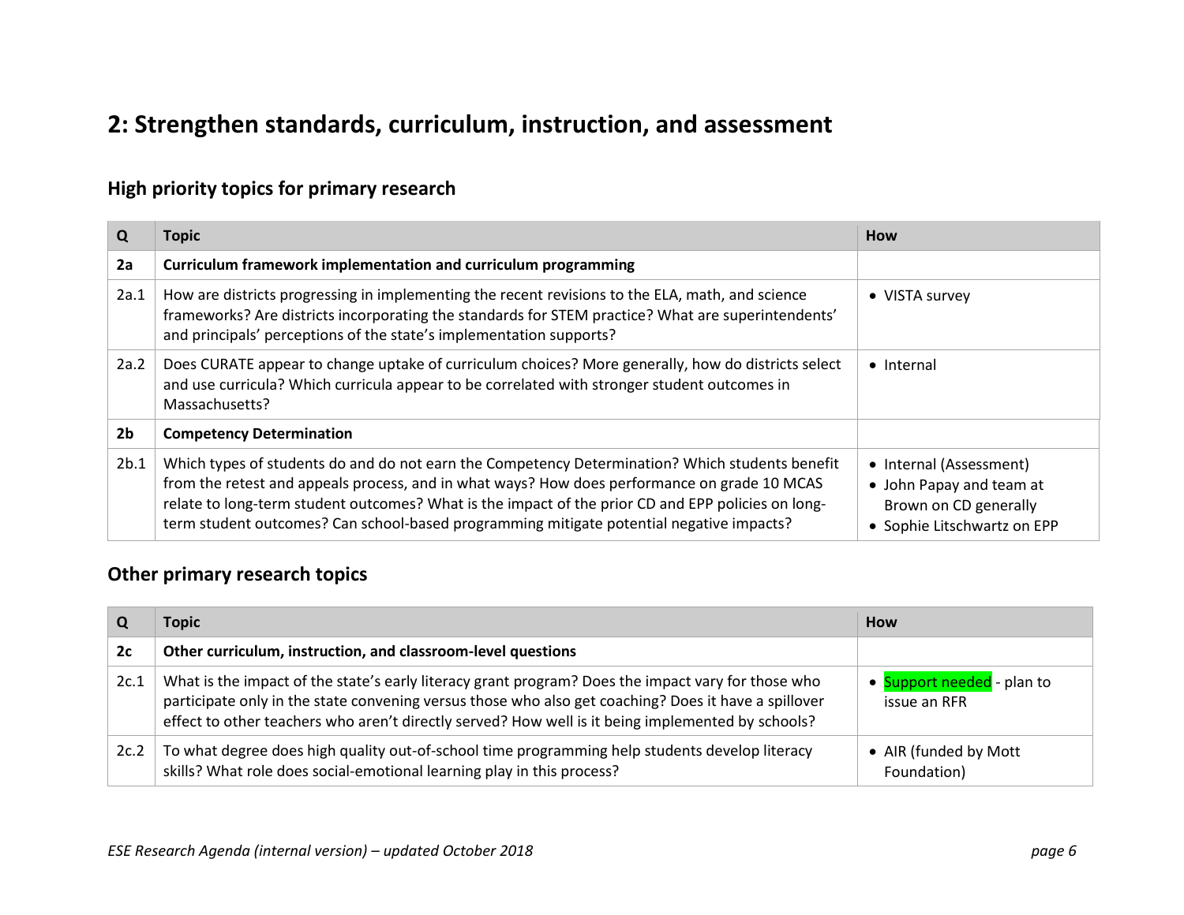# 2: Strengthen standards, curriculum, instruction, and assessment

## High priority topics for primary research

| Q | Topic | How |
|---|---|---|
| **2a** | **Curriculum framework implementation and curriculum programming** | |
| 2a.1 | How are districts progressing in implementing the recent revisions to the ELA, math, and science frameworks? Are districts incorporating the standards for STEM practice? What are superintendents' and principals' perceptions of the state's implementation supports? | • VISTA survey |
| 2a.2 | Does CURATE appear to change uptake of curriculum choices? More generally, how do districts select and use curricula? Which curricula appear to be correlated with stronger student outcomes in Massachusetts? | • Internal |
| **2b** | **Competency Determination** | |
| 2b.1 | Which types of students do and do not earn the Competency Determination? Which students benefit from the retest and appeals process, and in what ways? How does performance on grade 10 MCAS relate to long-term student outcomes? What is the impact of the prior CD and EPP policies on long-term student outcomes? Can school-based programming mitigate potential negative impacts? | • Internal (Assessment)<br>• John Papay and team at Brown on CD generally<br>• Sophie Litschwartz on EPP |

## Other primary research topics

| Q | Topic | How |
|---|---|---|
| **2c** | **Other curriculum, instruction, and classroom-level questions** | |
| 2c.1 | What is the impact of the state's early literacy grant program? Does the impact vary for those who participate only in the state convening versus those who also get coaching? Does it have a spillover effect to other teachers who aren't directly served? How well is it being implemented by schools? | • Support needed - plan to issue an RFR |
| 2c.2 | To what degree does high quality out-of-school time programming help students develop literacy skills? What role does social-emotional learning play in this process? | • AIR (funded by Mott Foundation) |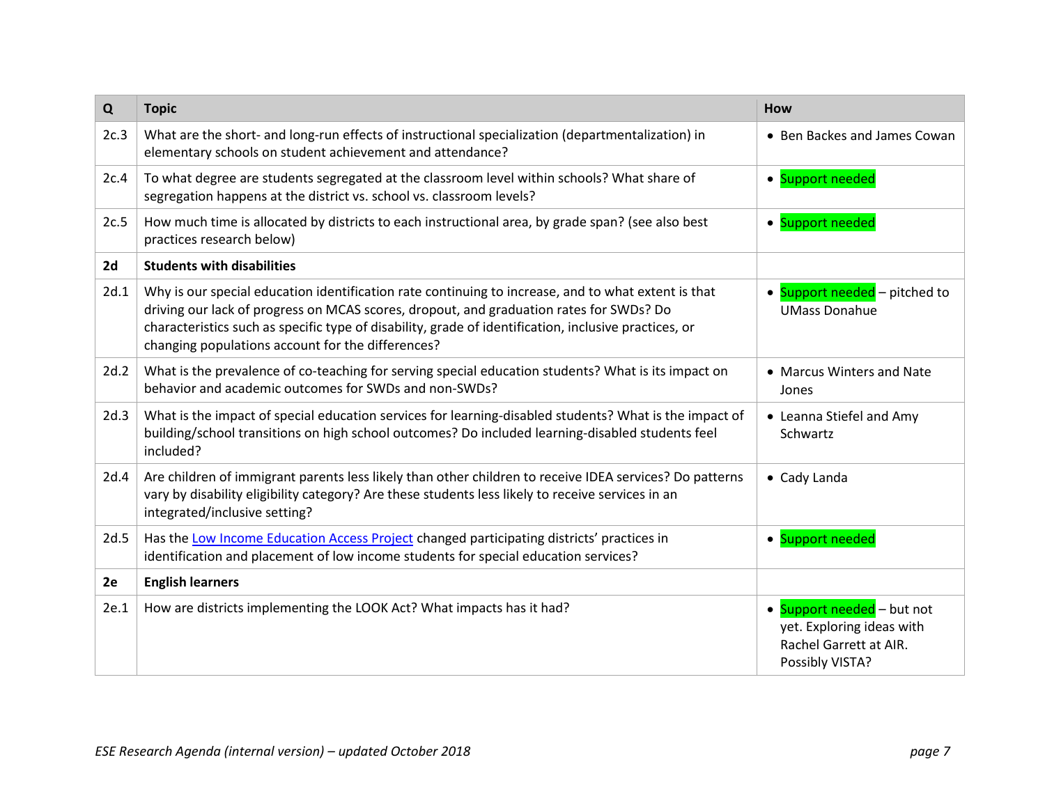| Q | Topic | How |
|---|---|---|
| 2c.3 | What are the short- and long-run effects of instructional specialization (departmentalization) in elementary schools on student achievement and attendance? | • Ben Backes and James Cowan |
| 2c.4 | To what degree are students segregated at the classroom level within schools? What share of segregation happens at the district vs. school vs. classroom levels? | • Support needed |
| 2c.5 | How much time is allocated by districts to each instructional area, by grade span? (see also best practices research below) | • Support needed |
| **2d** | **Students with disabilities** | |
| 2d.1 | Why is our special education identification rate continuing to increase, and to what extent is that driving our lack of progress on MCAS scores, dropout, and graduation rates for SWDs? Do characteristics such as specific type of disability, grade of identification, inclusive practices, or changing populations account for the differences? | • Support needed – pitched to UMass Donahue |
| 2d.2 | What is the prevalence of co-teaching for serving special education students? What is its impact on behavior and academic outcomes for SWDs and non-SWDs? | • Marcus Winters and Nate Jones |
| 2d.3 | What is the impact of special education services for learning-disabled students? What is the impact of building/school transitions on high school outcomes? Do included learning-disabled students feel included? | • Leanna Stiefel and Amy Schwartz |
| 2d.4 | Are children of immigrant parents less likely than other children to receive IDEA services? Do patterns vary by disability eligibility category? Are these students less likely to receive services in an integrated/inclusive setting? | • Cady Landa |
| 2d.5 | Has the Low Income Education Access Project changed participating districts' practices in identification and placement of low income students for special education services? | • Support needed |
| **2e** | **English learners** | |
| 2e.1 | How are districts implementing the LOOK Act? What impacts has it had? | • Support needed – but not yet. Exploring ideas with Rachel Garrett at AIR. Possibly VISTA? |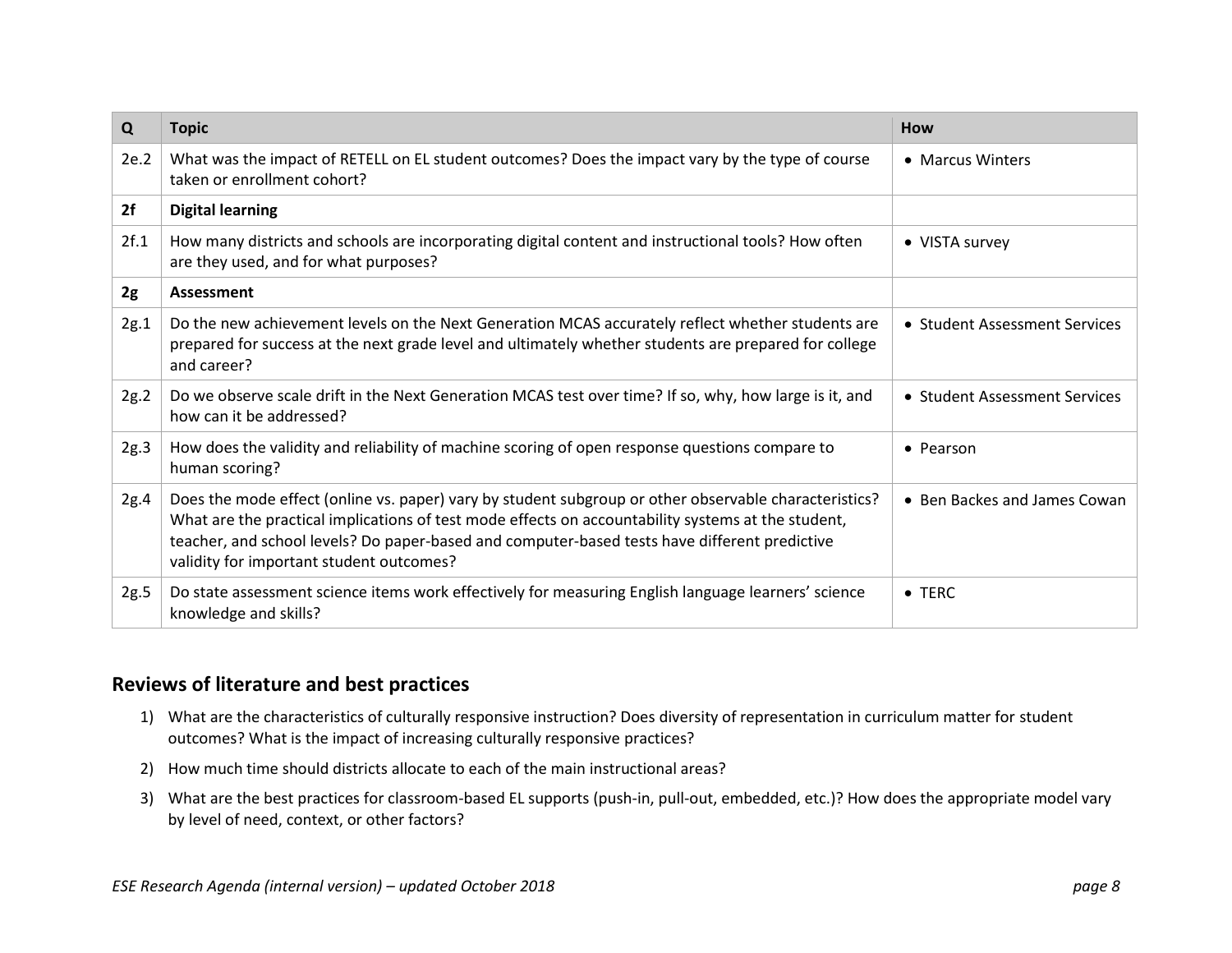| Q | Topic | How |
|---|---|---|
| 2e.2 | What was the impact of RETELL on EL student outcomes? Does the impact vary by the type of course taken or enrollment cohort? | • Marcus Winters |
| **2f** | **Digital learning** | |
| 2f.1 | How many districts and schools are incorporating digital content and instructional tools? How often are they used, and for what purposes? | • VISTA survey |
| **2g** | **Assessment** | |
| 2g.1 | Do the new achievement levels on the Next Generation MCAS accurately reflect whether students are prepared for success at the next grade level and ultimately whether students are prepared for college and career? | • Student Assessment Services |
| 2g.2 | Do we observe scale drift in the Next Generation MCAS test over time? If so, why, how large is it, and how can it be addressed? | • Student Assessment Services |
| 2g.3 | How does the validity and reliability of machine scoring of open response questions compare to human scoring? | • Pearson |
| 2g.4 | Does the mode effect (online vs. paper) vary by student subgroup or other observable characteristics? What are the practical implications of test mode effects on accountability systems at the student, teacher, and school levels? Do paper-based and computer-based tests have different predictive validity for important student outcomes? | • Ben Backes and James Cowan |
| 2g.5 | Do state assessment science items work effectively for measuring English language learners' science knowledge and skills? | • TERC |

## Reviews of literature and best practices

1) What are the characteristics of culturally responsive instruction? Does diversity of representation in curriculum matter for student outcomes? What is the impact of increasing culturally responsive practices?
2) How much time should districts allocate to each of the main instructional areas?
3) What are the best practices for classroom-based EL supports (push-in, pull-out, embedded, etc.)? How does the appropriate model vary by level of need, context, or other factors?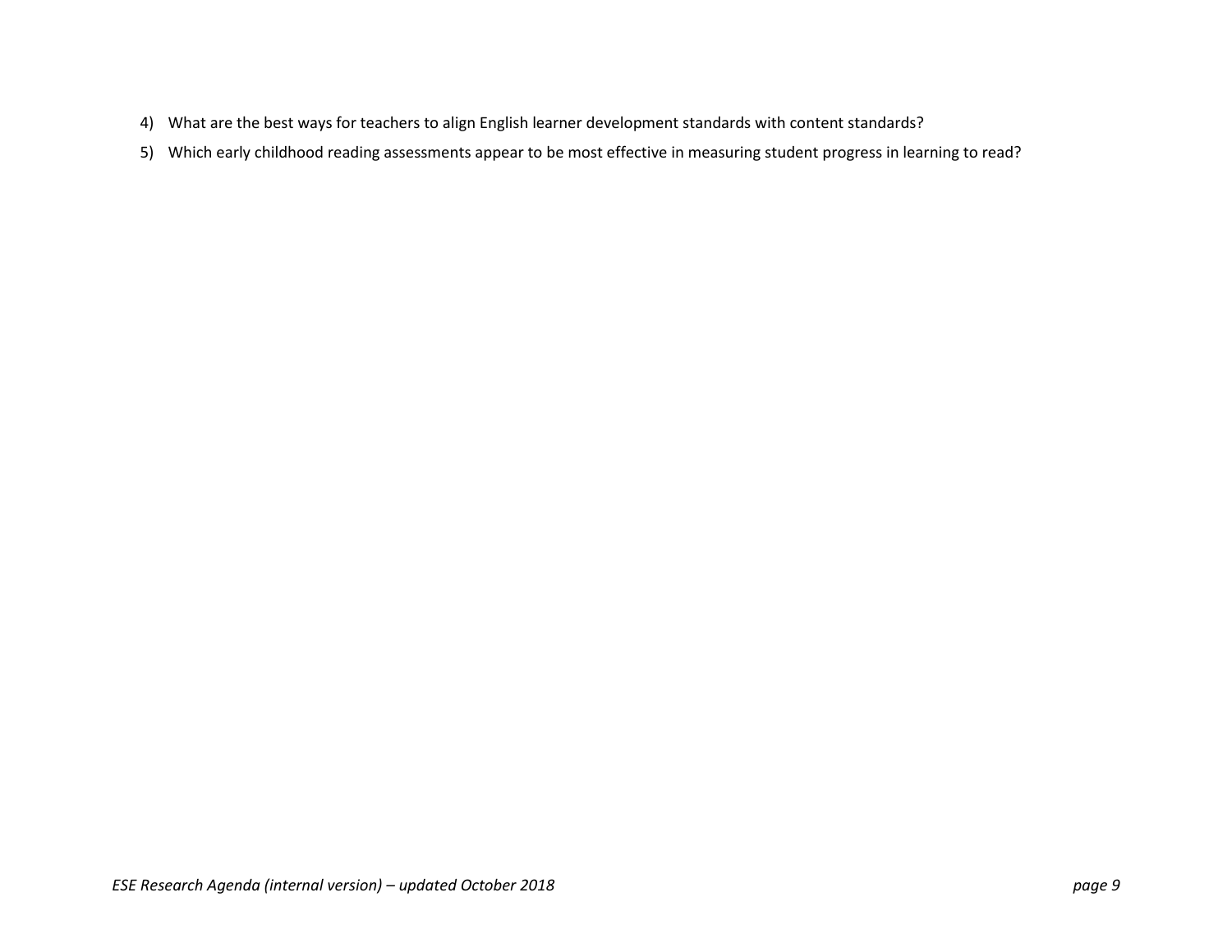4) What are the best ways for teachers to align English learner development standards with content standards?
5) Which early childhood reading assessments appear to be most effective in measuring student progress in learning to read?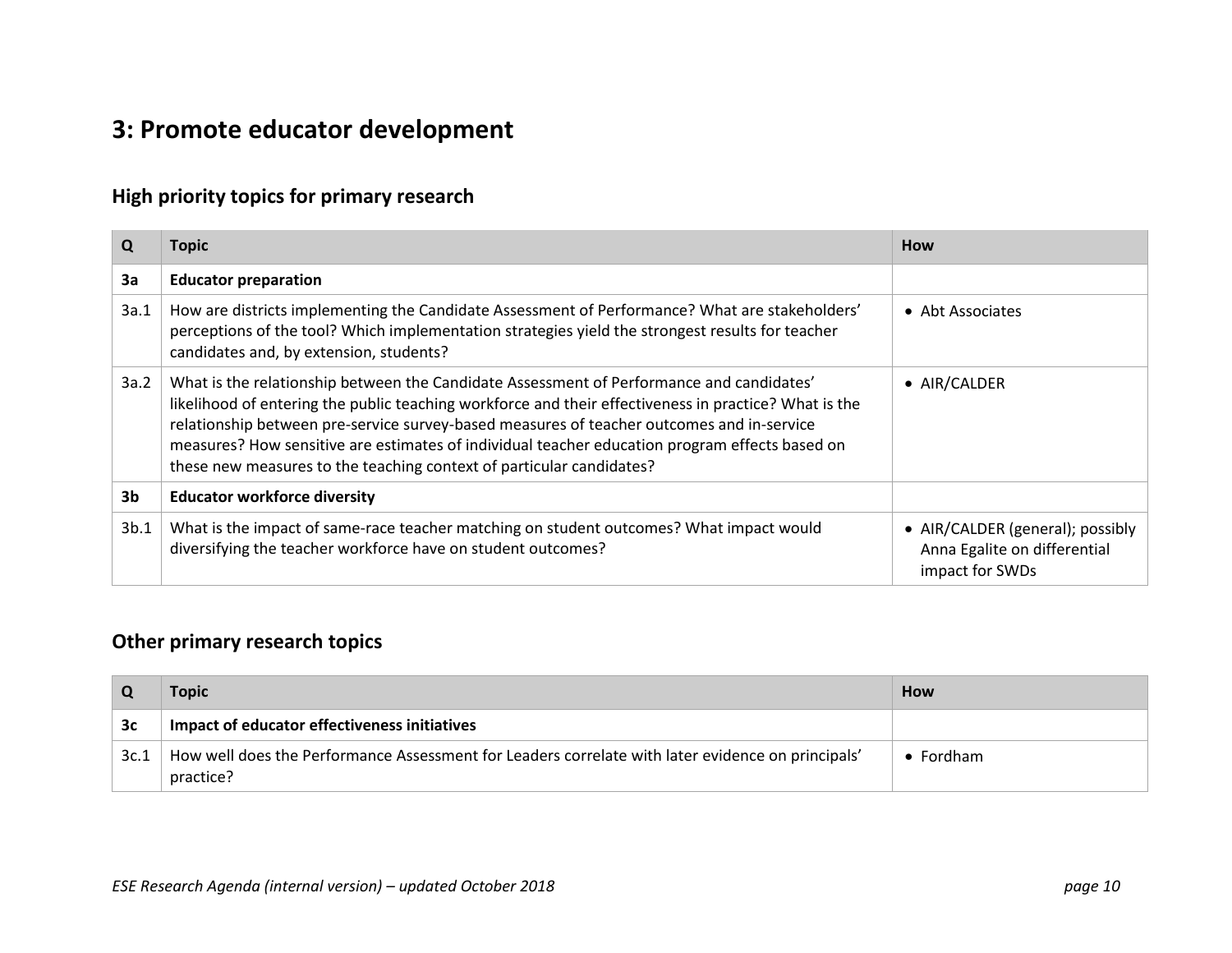# 3: Promote educator development

## High priority topics for primary research

| Q | Topic | How |
|---|---|---|
| **3a** | **Educator preparation** | |
| 3a.1 | How are districts implementing the Candidate Assessment of Performance? What are stakeholders' perceptions of the tool? Which implementation strategies yield the strongest results for teacher candidates and, by extension, students? | • Abt Associates |
| 3a.2 | What is the relationship between the Candidate Assessment of Performance and candidates' likelihood of entering the public teaching workforce and their effectiveness in practice? What is the relationship between pre-service survey-based measures of teacher outcomes and in-service measures? How sensitive are estimates of individual teacher education program effects based on these new measures to the teaching context of particular candidates? | • AIR/CALDER |
| **3b** | **Educator workforce diversity** | |
| 3b.1 | What is the impact of same-race teacher matching on student outcomes? What impact would diversifying the teacher workforce have on student outcomes? | • AIR/CALDER (general); possibly Anna Egalite on differential impact for SWDs |

## Other primary research topics

| Q | Topic | How |
|---|---|---|
| **3c** | **Impact of educator effectiveness initiatives** | |
| 3c.1 | How well does the Performance Assessment for Leaders correlate with later evidence on principals' practice? | • Fordham |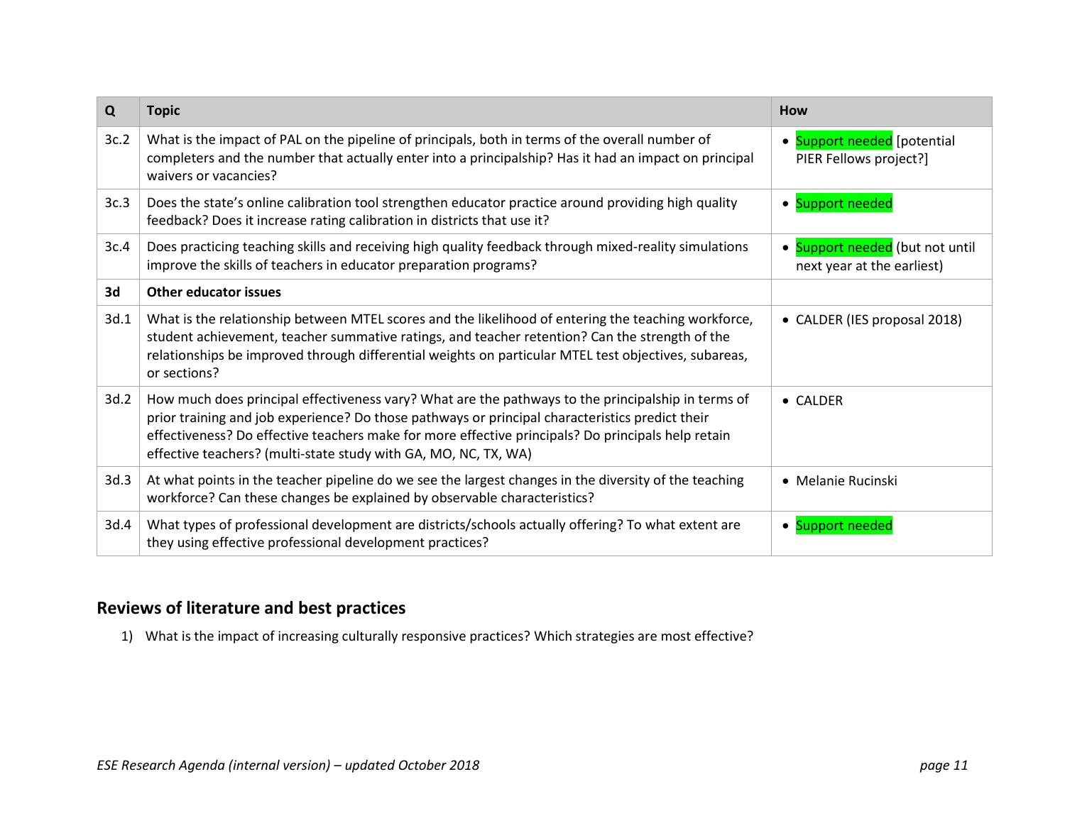| Q | Topic | How |
|---|---|---|
| 3c.2 | What is the impact of PAL on the pipeline of principals, both in terms of the overall number of completers and the number that actually enter into a principalship? Has it had an impact on principal waivers or vacancies? | • Support needed [potential PIER Fellows project?] |
| 3c.3 | Does the state's online calibration tool strengthen educator practice around providing high quality feedback? Does it increase rating calibration in districts that use it? | • Support needed |
| 3c.4 | Does practicing teaching skills and receiving high quality feedback through mixed-reality simulations improve the skills of teachers in educator preparation programs? | • Support needed (but not until next year at the earliest) |
| **3d** | **Other educator issues** | |
| 3d.1 | What is the relationship between MTEL scores and the likelihood of entering the teaching workforce, student achievement, teacher summative ratings, and teacher retention? Can the strength of the relationships be improved through differential weights on particular MTEL test objectives, subareas, or sections? | • CALDER (IES proposal 2018) |
| 3d.2 | How much does principal effectiveness vary? What are the pathways to the principalship in terms of prior training and job experience? Do those pathways or principal characteristics predict their effectiveness? Do effective teachers make for more effective principals? Do principals help retain effective teachers? (multi-state study with GA, MO, NC, TX, WA) | • CALDER |
| 3d.3 | At what points in the teacher pipeline do we see the largest changes in the diversity of the teaching workforce? Can these changes be explained by observable characteristics? | • Melanie Rucinski |
| 3d.4 | What types of professional development are districts/schools actually offering? To what extent are they using effective professional development practices? | • Support needed |

## Reviews of literature and best practices

1) What is the impact of increasing culturally responsive practices? Which strategies are most effective?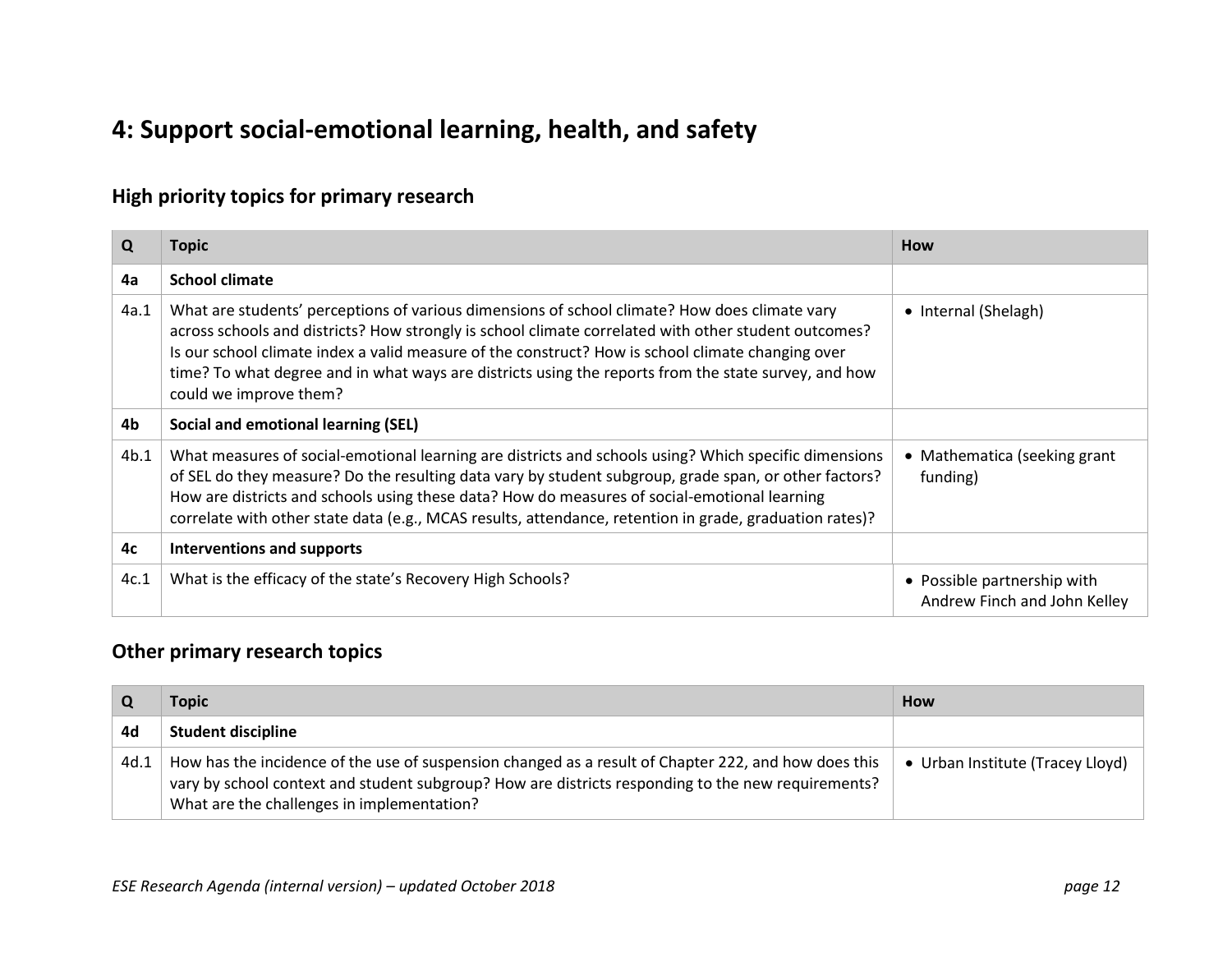# 4: Support social-emotional learning, health, and safety

## High priority topics for primary research

| Q | Topic | How |
|---|---|---|
| **4a** | **School climate** | |
| 4a.1 | What are students' perceptions of various dimensions of school climate? How does climate vary across schools and districts? How strongly is school climate correlated with other student outcomes? Is our school climate index a valid measure of the construct? How is school climate changing over time? To what degree and in what ways are districts using the reports from the state survey, and how could we improve them? | • Internal (Shelagh) |
| **4b** | **Social and emotional learning (SEL)** | |
| 4b.1 | What measures of social-emotional learning are districts and schools using? Which specific dimensions of SEL do they measure? Do the resulting data vary by student subgroup, grade span, or other factors? How are districts and schools using these data? How do measures of social-emotional learning correlate with other state data (e.g., MCAS results, attendance, retention in grade, graduation rates)? | • Mathematica (seeking grant funding) |
| **4c** | **Interventions and supports** | |
| 4c.1 | What is the efficacy of the state's Recovery High Schools? | • Possible partnership with Andrew Finch and John Kelley |

## Other primary research topics

| Q | Topic | How |
|---|---|---|
| **4d** | **Student discipline** | |
| 4d.1 | How has the incidence of the use of suspension changed as a result of Chapter 222, and how does this vary by school context and student subgroup? How are districts responding to the new requirements? What are the challenges in implementation? | • Urban Institute (Tracey Lloyd) |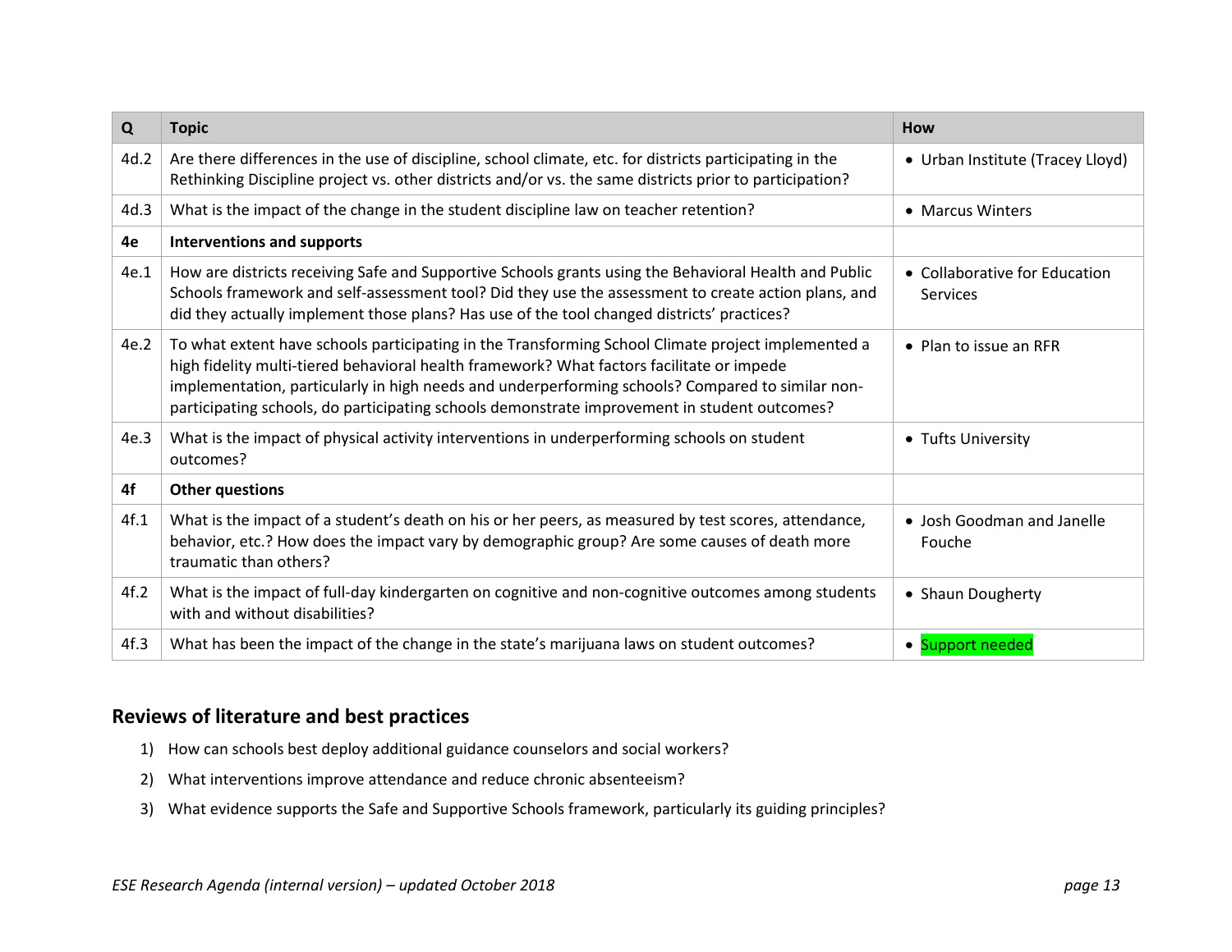| Q | Topic | How |
| --- | --- | --- |
| 4d.2 | Are there differences in the use of discipline, school climate, etc. for districts participating in the Rethinking Discipline project vs. other districts and/or vs. the same districts prior to participation? | • Urban Institute (Tracey Lloyd) |
| 4d.3 | What is the impact of the change in the student discipline law on teacher retention? | • Marcus Winters |
| **4e** | **Interventions and supports** | |
| 4e.1 | How are districts receiving Safe and Supportive Schools grants using the Behavioral Health and Public Schools framework and self-assessment tool? Did they use the assessment to create action plans, and did they actually implement those plans? Has use of the tool changed districts' practices? | • Collaborative for Education Services |
| 4e.2 | To what extent have schools participating in the Transforming School Climate project implemented a high fidelity multi-tiered behavioral health framework? What factors facilitate or impede implementation, particularly in high needs and underperforming schools? Compared to similar non-participating schools, do participating schools demonstrate improvement in student outcomes? | • Plan to issue an RFR |
| 4e.3 | What is the impact of physical activity interventions in underperforming schools on student outcomes? | • Tufts University |
| **4f** | **Other questions** | |
| 4f.1 | What is the impact of a student's death on his or her peers, as measured by test scores, attendance, behavior, etc.? How does the impact vary by demographic group? Are some causes of death more traumatic than others? | • Josh Goodman and Janelle Fouche |
| 4f.2 | What is the impact of full-day kindergarten on cognitive and non-cognitive outcomes among students with and without disabilities? | • Shaun Dougherty |
| 4f.3 | What has been the impact of the change in the state's marijuana laws on student outcomes? | • Support needed |

## Reviews of literature and best practices

1) How can schools best deploy additional guidance counselors and social workers?
2) What interventions improve attendance and reduce chronic absenteeism?
3) What evidence supports the Safe and Supportive Schools framework, particularly its guiding principles?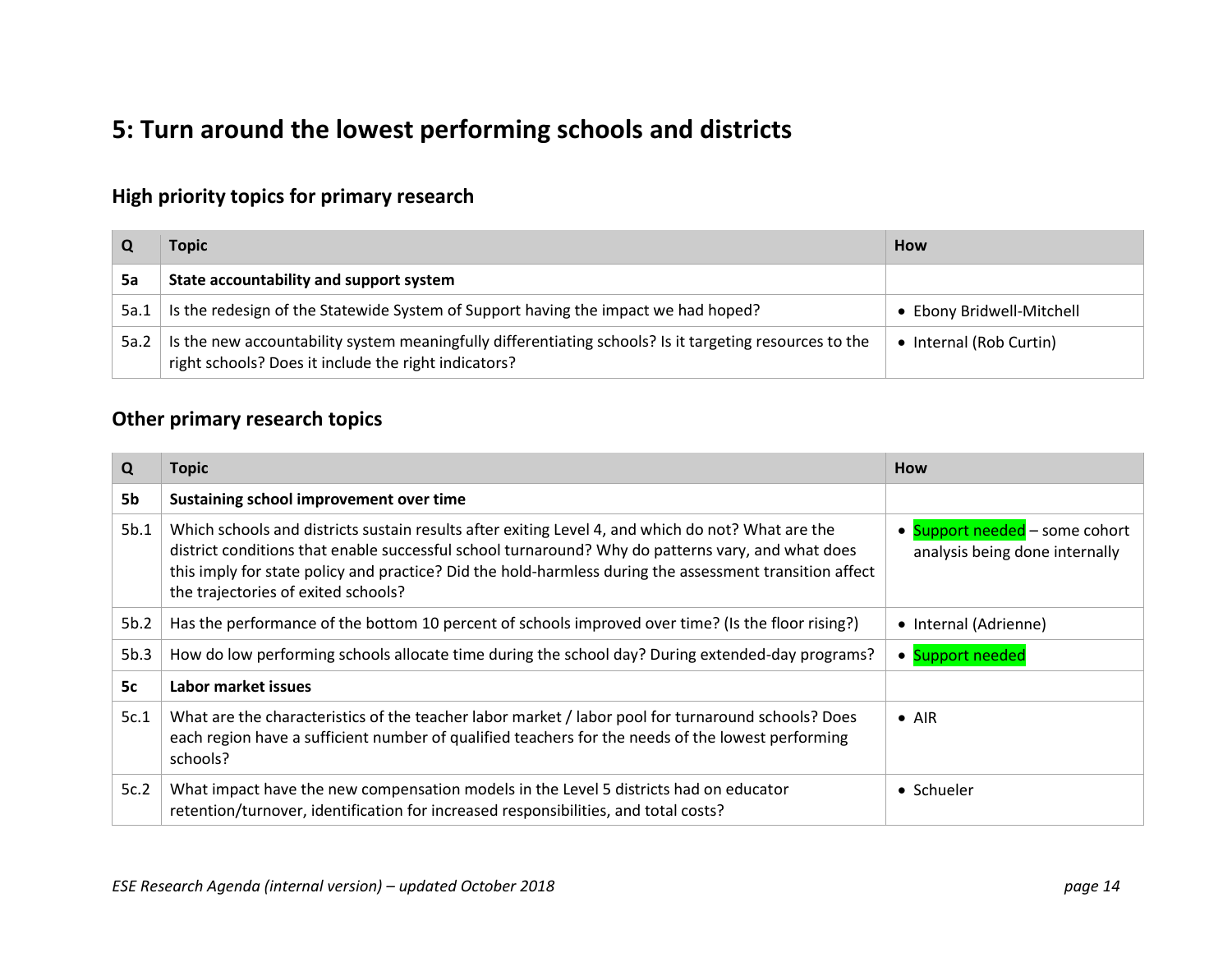## 5: Turn around the lowest performing schools and districts

### High priority topics for primary research

| Q | Topic | How |
|---|---|---|
| **5a** | **State accountability and support system** | |
| 5a.1 | Is the redesign of the Statewide System of Support having the impact we had hoped? | • Ebony Bridwell-Mitchell |
| 5a.2 | Is the new accountability system meaningfully differentiating schools? Is it targeting resources to the right schools? Does it include the right indicators? | • Internal (Rob Curtin) |

### Other primary research topics

| Q | Topic | How |
|---|---|---|
| **5b** | **Sustaining school improvement over time** | |
| 5b.1 | Which schools and districts sustain results after exiting Level 4, and which do not? What are the district conditions that enable successful school turnaround? Why do patterns vary, and what does this imply for state policy and practice? Did the hold-harmless during the assessment transition affect the trajectories of exited schools? | • Support needed – some cohort analysis being done internally |
| 5b.2 | Has the performance of the bottom 10 percent of schools improved over time? (Is the floor rising?) | • Internal (Adrienne) |
| 5b.3 | How do low performing schools allocate time during the school day? During extended-day programs? | • Support needed |
| **5c** | **Labor market issues** | |
| 5c.1 | What are the characteristics of the teacher labor market / labor pool for turnaround schools? Does each region have a sufficient number of qualified teachers for the needs of the lowest performing schools? | • AIR |
| 5c.2 | What impact have the new compensation models in the Level 5 districts had on educator retention/turnover, identification for increased responsibilities, and total costs? | • Schueler |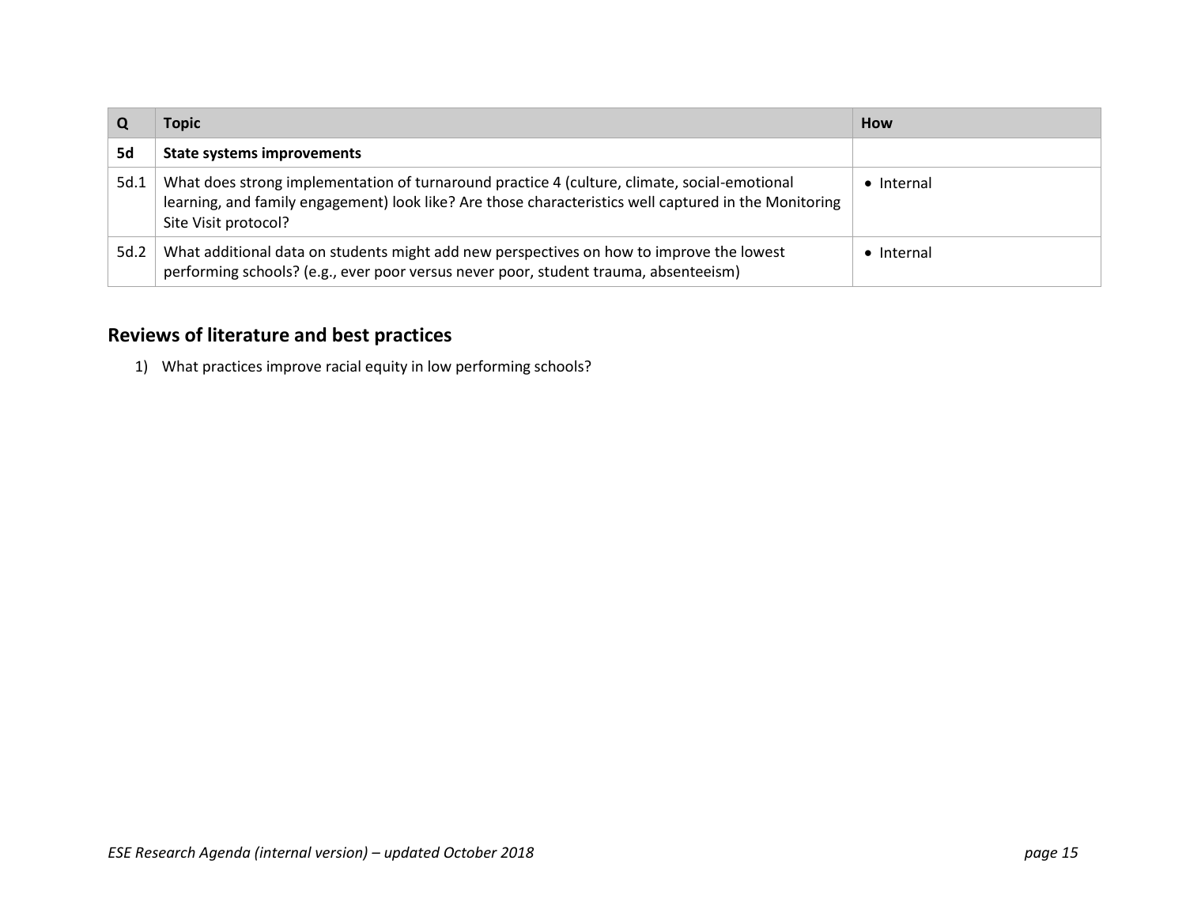| Q | Topic | How |
|---|---|---|
| **5d** | **State systems improvements** | |
| 5d.1 | What does strong implementation of turnaround practice 4 (culture, climate, social-emotional learning, and family engagement) look like? Are those characteristics well captured in the Monitoring Site Visit protocol? | • Internal |
| 5d.2 | What additional data on students might add new perspectives on how to improve the lowest performing schools? (e.g., ever poor versus never poor, student trauma, absenteeism) | • Internal |

## Reviews of literature and best practices

1) What practices improve racial equity in low performing schools?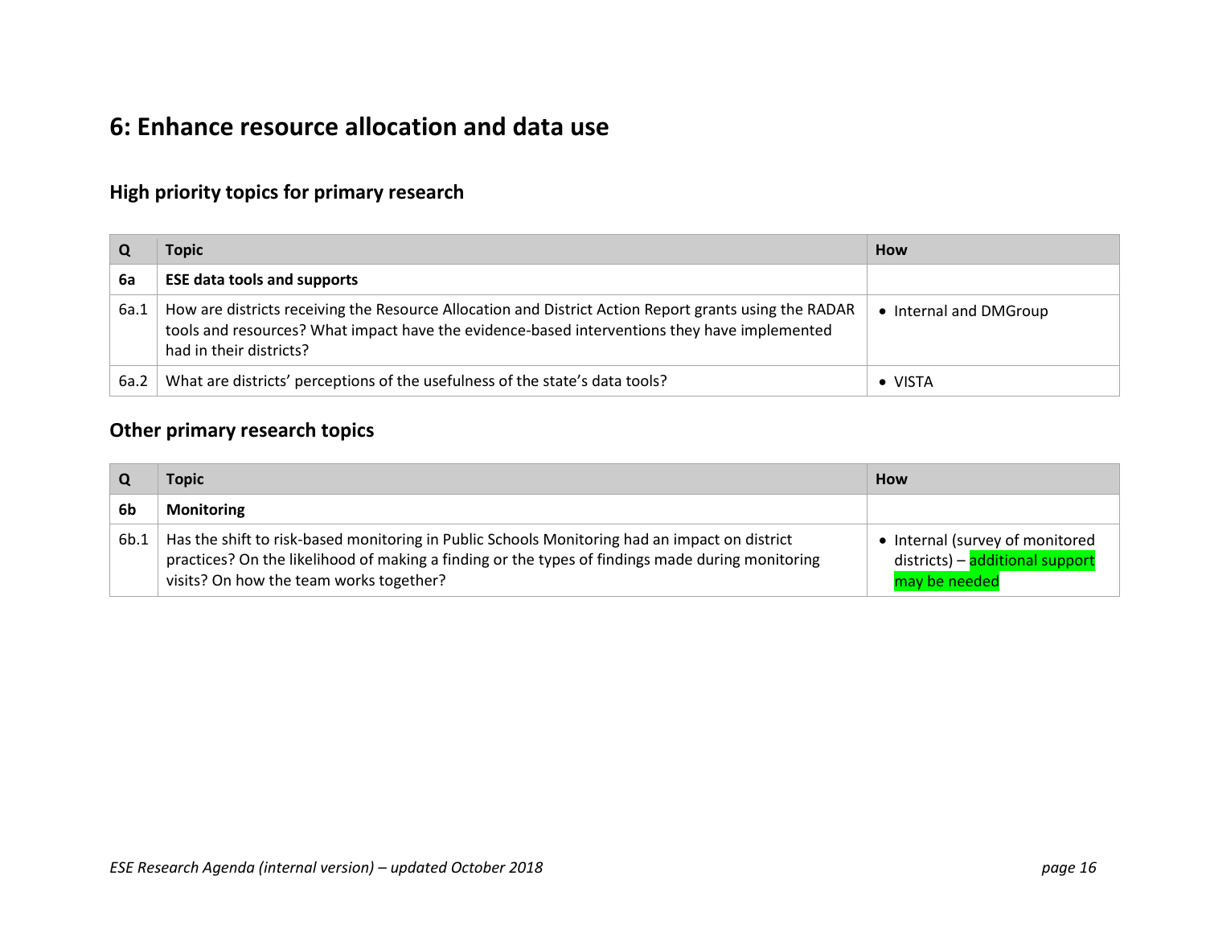# 6: Enhance resource allocation and data use

## High priority topics for primary research

| Q | Topic | How |
|---|---|---|
| **6a** | **ESE data tools and supports** | |
| 6a.1 | How are districts receiving the Resource Allocation and District Action Report grants using the RADAR tools and resources? What impact have the evidence-based interventions they have implemented had in their districts? | • Internal and DMGroup |
| 6a.2 | What are districts' perceptions of the usefulness of the state's data tools? | • VISTA |

## Other primary research topics

| Q | Topic | How |
|---|---|---|
| **6b** | **Monitoring** | |
| 6b.1 | Has the shift to risk-based monitoring in Public Schools Monitoring had an impact on district practices? On the likelihood of making a finding or the types of findings made during monitoring visits? On how the team works together? | • Internal (survey of monitored districts) – additional support may be needed |